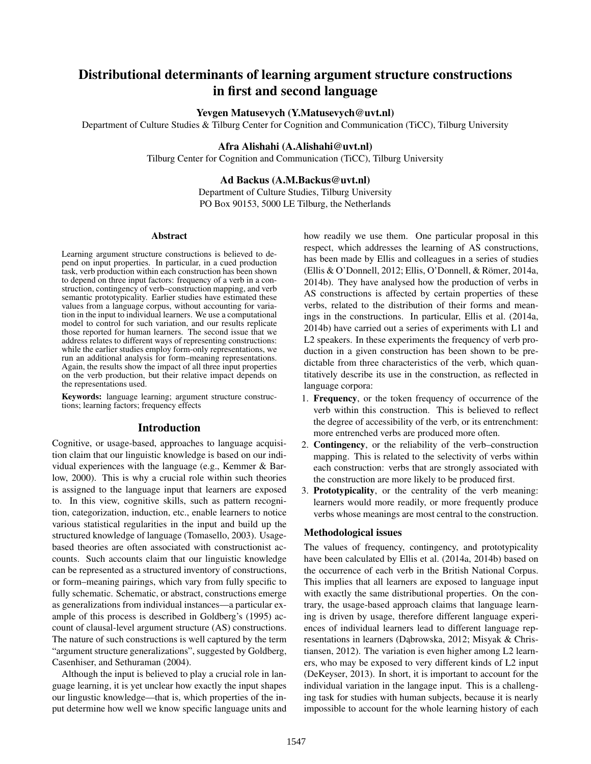# Distributional determinants of learning argument structure constructions in first and second language

**Yevgen Matusevych (Y.Matusevych@uvt.nl)**
Department of Culture Studies & Tilburg Center for Cognition and Communication (TiCC), Tilburg University

**Afra Alishahi (A.Alishahi@uvt.nl)**
Tilburg Center for Cognition and Communication (TiCC), Tilburg University

**Ad Backus (A.M.Backus@uvt.nl)**
Department of Culture Studies, Tilburg University
PO Box 90153, 5000 LE Tilburg, the Netherlands

## Abstract

Learning argument structure constructions is believed to depend on input properties. In particular, in a cued production task, verb production within each construction has been shown to depend on three input factors: frequency of a verb in a construction, contingency of verb–construction mapping, and verb semantic prototypicality. Earlier studies have estimated these values from a language corpus, without accounting for variation in the input to individual learners. We use a computational model to control for such variation, and our results replicate those reported for human learners. The second issue that we address relates to different ways of representing constructions: while the earlier studies employ form-only representations, we run an additional analysis for form–meaning representations. Again, the results show the impact of all three input properties on the verb production, but their relative impact depends on the representations used.

**Keywords:** language learning; argument structure constructions; learning factors; frequency effects

## Introduction

Cognitive, or usage-based, approaches to language acquisition claim that our linguistic knowledge is based on our individual experiences with the language (e.g., Kemmer & Barlow, 2000). This is why a crucial role within such theories is assigned to the language input that learners are exposed to. In this view, cognitive skills, such as pattern recognition, categorization, induction, etc., enable learners to notice various statistical regularities in the input and build up the structured knowledge of language (Tomasello, 2003). Usage-based theories are often associated with constructionist accounts. Such accounts claim that our linguistic knowledge can be represented as a structured inventory of constructions, or form–meaning pairings, which vary from fully specific to fully schematic. Schematic, or abstract, constructions emerge as generalizations from individual instances—a particular example of this process is described in Goldberg's (1995) account of clausal-level argument structure (AS) constructions. The nature of such constructions is well captured by the term "argument structure generalizations", suggested by Goldberg, Casenhiser, and Sethuraman (2004).

Although the input is believed to play a crucial role in language learning, it is yet unclear how exactly the input shapes our lingustic knowledge—that is, which properties of the input determine how well we know specific language units and how readily we use them. One particular proposal in this respect, which addresses the learning of AS constructions, has been made by Ellis and colleagues in a series of studies (Ellis & O'Donnell, 2012; Ellis, O'Donnell, & Römer, 2014a, 2014b). They have analysed how the production of verbs in AS constructions is affected by certain properties of these verbs, related to the distribution of their forms and meanings in the constructions. In particular, Ellis et al. (2014a, 2014b) have carried out a series of experiments with L1 and L2 speakers. In these experiments the frequency of verb production in a given construction has been shown to be predictable from three characteristics of the verb, which quantitatively describe its use in the construction, as reflected in language corpora:

1. **Frequency**, or the token frequency of occurrence of the verb within this construction. This is believed to reflect the degree of accessibility of the verb, or its entrenchment: more entrenched verbs are produced more often.
2. **Contingency**, or the reliability of the verb–construction mapping. This is related to the selectivity of verbs within each construction: verbs that are strongly associated with the construction are more likely to be produced first.
3. **Prototypicality**, or the centrality of the verb meaning: learners would more readily, or more frequently produce verbs whose meanings are most central to the construction.

### Methodological issues

The values of frequency, contingency, and prototypicality have been calculated by Ellis et al. (2014a, 2014b) based on the occurrence of each verb in the British National Corpus. This implies that all learners are exposed to language input with exactly the same distributional properties. On the contrary, the usage-based approach claims that language learning is driven by usage, therefore different language experiences of individual learners lead to different language representations in learners (Dąbrowska, 2012; Misyak & Christiansen, 2012). The variation is even higher among L2 learners, who may be exposed to very different kinds of L2 input (DeKeyser, 2013). In short, it is important to account for the individual variation in the langage input. This is a challenging task for studies with human subjects, because it is nearly impossible to account for the whole learning history of each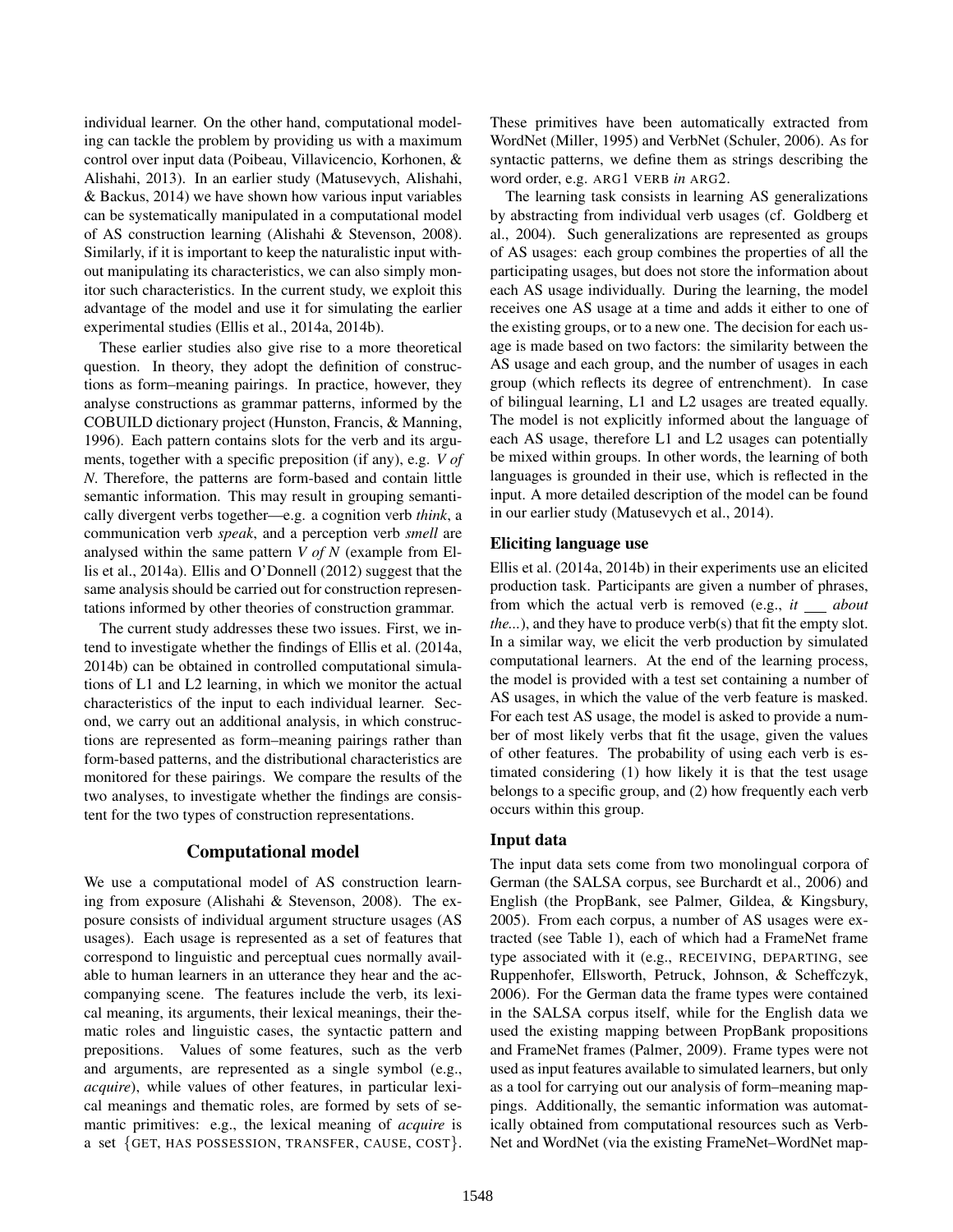individual learner. On the other hand, computational modeling can tackle the problem by providing us with a maximum control over input data (Poibeau, Villavicencio, Korhonen, & Alishahi, 2013). In an earlier study (Matusevych, Alishahi, & Backus, 2014) we have shown how various input variables can be systematically manipulated in a computational model of AS construction learning (Alishahi & Stevenson, 2008). Similarly, if it is important to keep the naturalistic input without manipulating its characteristics, we can also simply monitor such characteristics. In the current study, we exploit this advantage of the model and use it for simulating the earlier experimental studies (Ellis et al., 2014a, 2014b).

These earlier studies also give rise to a more theoretical question. In theory, they adopt the definition of constructions as form–meaning pairings. In practice, however, they analyse constructions as grammar patterns, informed by the COBUILD dictionary project (Hunston, Francis, & Manning, 1996). Each pattern contains slots for the verb and its arguments, together with a specific preposition (if any), e.g. *V of N*. Therefore, the patterns are form-based and contain little semantic information. This may result in grouping semantically divergent verbs together—e.g. a cognition verb *think*, a communication verb *speak*, and a perception verb *smell* are analysed within the same pattern *V of N* (example from Ellis et al., 2014a). Ellis and O'Donnell (2012) suggest that the same analysis should be carried out for construction representations informed by other theories of construction grammar.

The current study addresses these two issues. First, we intend to investigate whether the findings of Ellis et al. (2014a, 2014b) can be obtained in controlled computational simulations of L1 and L2 learning, in which we monitor the actual characteristics of the input to each individual learner. Second, we carry out an additional analysis, in which constructions are represented as form–meaning pairings rather than form-based patterns, and the distributional characteristics are monitored for these pairings. We compare the results of the two analyses, to investigate whether the findings are consistent for the two types of construction representations.

## Computational model

We use a computational model of AS construction learning from exposure (Alishahi & Stevenson, 2008). The exposure consists of individual argument structure usages (AS usages). Each usage is represented as a set of features that correspond to linguistic and perceptual cues normally available to human learners in an utterance they hear and the accompanying scene. The features include the verb, its lexical meaning, its arguments, their lexical meanings, their thematic roles and linguistic cases, the syntactic pattern and prepositions. Values of some features, such as the verb and arguments, are represented as a single symbol (e.g., *acquire*), while values of other features, in particular lexical meanings and thematic roles, are formed by sets of semantic primitives: e.g., the lexical meaning of *acquire* is a set {GET, HAS POSSESSION, TRANSFER, CAUSE, COST}. These primitives have been automatically extracted from WordNet (Miller, 1995) and VerbNet (Schuler, 2006). As for syntactic patterns, we define them as strings describing the word order, e.g. ARG1 VERB *in* ARG2.

The learning task consists in learning AS generalizations by abstracting from individual verb usages (cf. Goldberg et al., 2004). Such generalizations are represented as groups of AS usages: each group combines the properties of all the participating usages, but does not store the information about each AS usage individually. During the learning, the model receives one AS usage at a time and adds it either to one of the existing groups, or to a new one. The decision for each usage is made based on two factors: the similarity between the AS usage and each group, and the number of usages in each group (which reflects its degree of entrenchment). In case of bilingual learning, L1 and L2 usages are treated equally. The model is not explicitly informed about the language of each AS usage, therefore L1 and L2 usages can potentially be mixed within groups. In other words, the learning of both languages is grounded in their use, which is reflected in the input. A more detailed description of the model can be found in our earlier study (Matusevych et al., 2014).

### Eliciting language use

Ellis et al. (2014a, 2014b) in their experiments use an elicited production task. Participants are given a number of phrases, from which the actual verb is removed (e.g., *it* ___ *about the...*), and they have to produce verb(s) that fit the empty slot. In a similar way, we elicit the verb production by simulated computational learners. At the end of the learning process, the model is provided with a test set containing a number of AS usages, in which the value of the verb feature is masked. For each test AS usage, the model is asked to provide a number of most likely verbs that fit the usage, given the values of other features. The probability of using each verb is estimated considering (1) how likely it is that the test usage belongs to a specific group, and (2) how frequently each verb occurs within this group.

### Input data

The input data sets come from two monolingual corpora of German (the SALSA corpus, see Burchardt et al., 2006) and English (the PropBank, see Palmer, Gildea, & Kingsbury, 2005). From each corpus, a number of AS usages were extracted (see Table 1), each of which had a FrameNet frame type associated with it (e.g., RECEIVING, DEPARTING, see Ruppenhofer, Ellsworth, Petruck, Johnson, & Scheffczyk, 2006). For the German data the frame types were contained in the SALSA corpus itself, while for the English data we used the existing mapping between PropBank propositions and FrameNet frames (Palmer, 2009). Frame types were not used as input features available to simulated learners, but only as a tool for carrying out our analysis of form–meaning mappings. Additionally, the semantic information was automatically obtained from computational resources such as VerbNet and WordNet (via the existing FrameNet–WordNet map-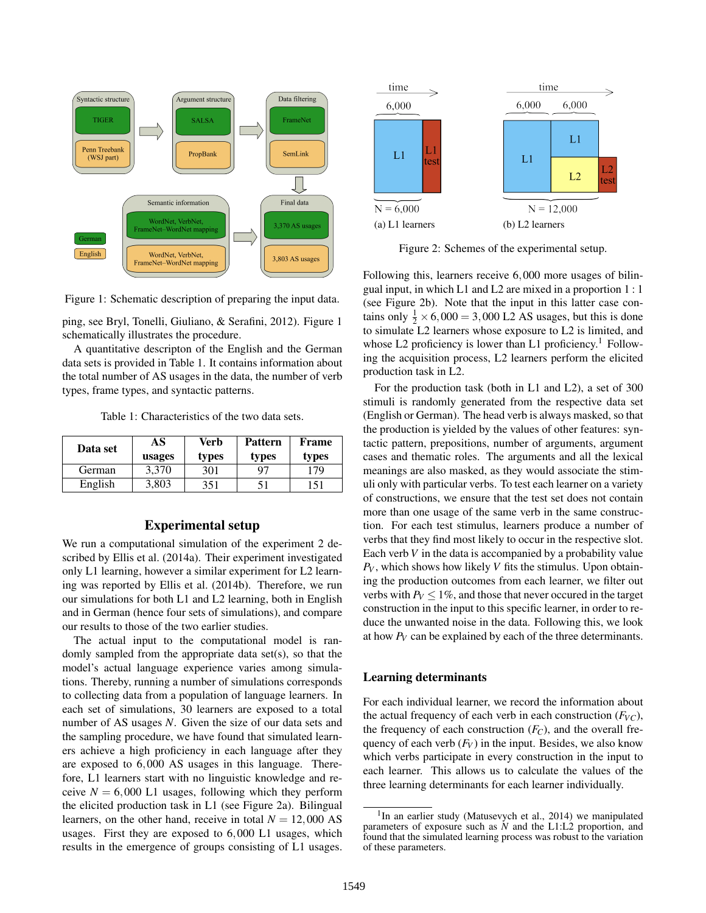Figure 1: Schematic description of preparing the input data.

ping, see Bryl, Tonelli, Giuliano, & Serafini, 2012). Figure 1 schematically illustrates the procedure.

A quantitative descripton of the English and the German data sets is provided in Table 1. It contains information about the total number of AS usages in the data, the number of verb types, frame types, and syntactic patterns.

Table 1: Characteristics of the two data sets.

| Data set | AS usages | Verb types | Pattern types | Frame types |
|---|---|---|---|---|
| German | 3,370 | 301 | 97 | 179 |
| English | 3,803 | 351 | 51 | 151 |

## Experimental setup

We run a computational simulation of the experiment 2 described by Ellis et al. (2014a). Their experiment investigated only L1 learning, however a similar experiment for L2 learning was reported by Ellis et al. (2014b). Therefore, we run our simulations for both L1 and L2 learning, both in English and in German (hence four sets of simulations), and compare our results to those of the two earlier studies.

The actual input to the computational model is randomly sampled from the appropriate data set(s), so that the model's actual language experience varies among simulations. Thereby, running a number of simulations corresponds to collecting data from a population of language learners. In each set of simulations, 30 learners are exposed to a total number of AS usages $N$. Given the size of our data sets and the sampling procedure, we have found that simulated learners achieve a high proficiency in each language after they are exposed to $6,000$ AS usages in this language. Therefore, L1 learners start with no linguistic knowledge and receive $N = 6,000$ L1 usages, following which they perform the elicited production task in L1 (see Figure 2a). Bilingual learners, on the other hand, receive in total $N = 12,000$ AS usages. First they are exposed to $6,000$ L1 usages, which results in the emergence of groups consisting of L1 usages.

Figure 2: Schemes of the experimental setup.

Following this, learners receive $6,000$ more usages of bilingual input, in which L1 and L2 are mixed in a proportion $1:1$ (see Figure 2b). Note that the input in this latter case contains only $\frac{1}{2} \times 6,000 = 3,000$ L2 AS usages, but this is done to simulate L2 learners whose exposure to L2 is limited, and whose L2 proficiency is lower than L1 proficiency.[1] Following the acquisition process, L2 learners perform the elicited production task in L2.

For the production task (both in L1 and L2), a set of 300 stimuli is randomly generated from the respective data set (English or German). The head verb is always masked, so that the production is yielded by the values of other features: syntactic pattern, prepositions, number of arguments, argument cases and thematic roles. The arguments and all the lexical meanings are also masked, as they would associate the stimuli only with particular verbs. To test each learner on a variety of constructions, we ensure that the test set does not contain more than one usage of the same verb in the same construction. For each test stimulus, learners produce a number of verbs that they find most likely to occur in the respective slot. Each verb $V$ in the data is accompanied by a probability value $P_V$, which shows how likely $V$ fits the stimulus. Upon obtaining the production outcomes from each learner, we filter out verbs with $P_V \leq 1\%$, and those that never occured in the target construction in the input to this specific learner, in order to reduce the unwanted noise in the data. Following this, we look at how $P_V$ can be explained by each of the three determinants.

## Learning determinants

For each individual learner, we record the information about the actual frequency of each verb in each construction ($F_{VC}$), the frequency of each construction ($F_C$), and the overall frequency of each verb ($F_V$) in the input. Besides, we also know which verbs participate in every construction in the input to each learner. This allows us to calculate the values of the three learning determinants for each learner individually.

[1] In an earlier study (Matusevych et al., 2014) we manipulated parameters of exposure such as $N$ and the L1:L2 proportion, and found that the simulated learning process was robust to the variation of these parameters.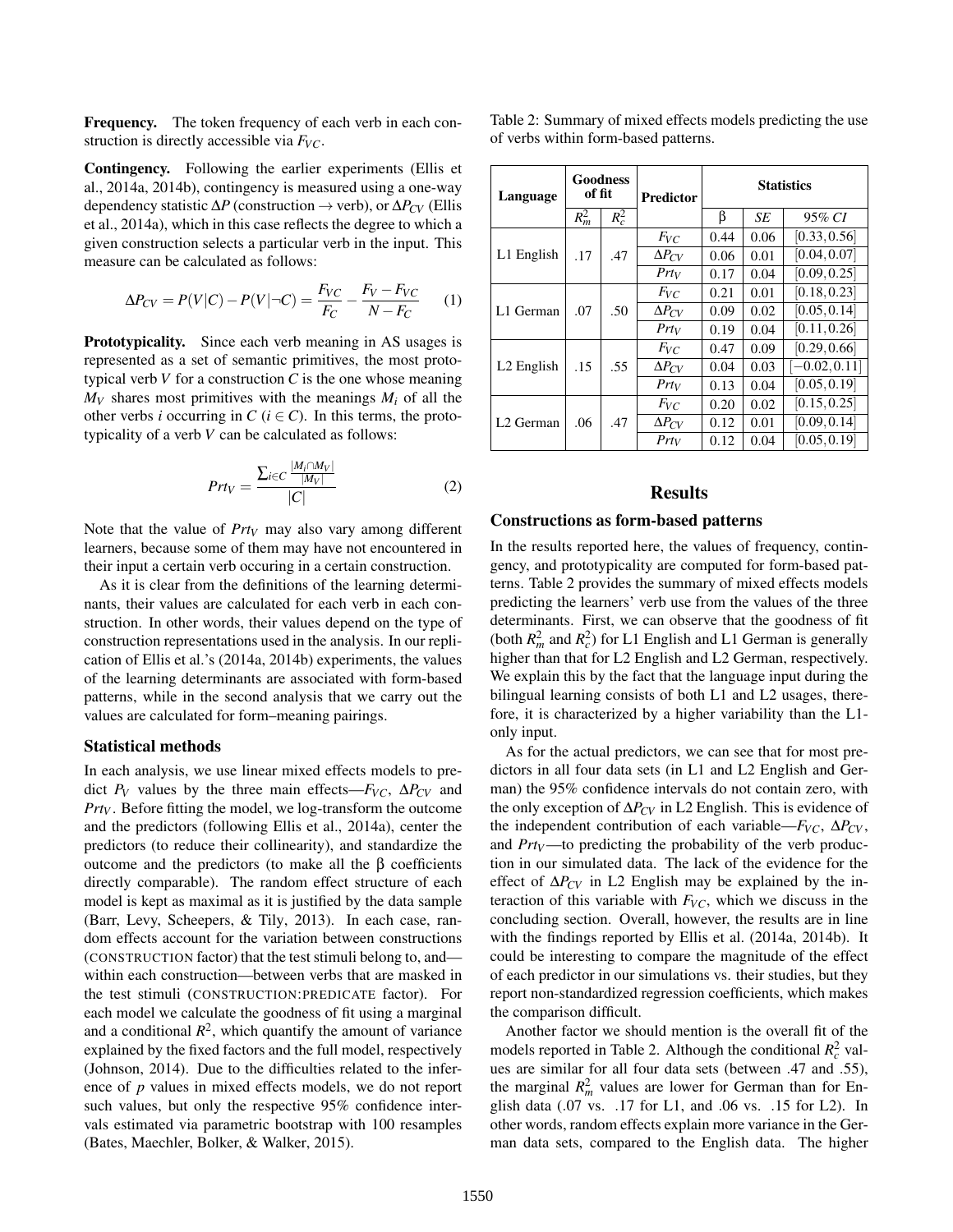**Frequency.** The token frequency of each verb in each construction is directly accessible via $F_{VC}$.

**Contingency.** Following the earlier experiments (Ellis et al., 2014a, 2014b), contingency is measured using a one-way dependency statistic $\Delta P$ (construction → verb), or $\Delta P_{CV}$ (Ellis et al., 2014a), which in this case reflects the degree to which a given construction selects a particular verb in the input. This measure can be calculated as follows:

$$\Delta P_{CV} = P(V|C) - P(V|\neg C) = \frac{F_{VC}}{F_C} - \frac{F_V - F_{VC}}{N - F_C} \quad (1)$$

**Prototypicality.** Since each verb meaning in AS usages is represented as a set of semantic primitives, the most prototypical verb $V$ for a construction $C$ is the one whose meaning $M_V$ shares most primitives with the meanings $M_i$ of all the other verbs $i$ occurring in $C$ ($i \in C$). In this terms, the prototypicality of a verb $V$ can be calculated as follows:

$$Prt_V = \frac{\sum_{i \in C} \frac{|M_i \cap M_V|}{|M_V|}}{|C|} \quad (2)$$

Note that the value of $Prt_V$ may also vary among different learners, because some of them may have not encountered in their input a certain verb occuring in a certain construction.

As it is clear from the definitions of the learning determinants, their values are calculated for each verb in each construction. In other words, their values depend on the type of construction representations used in the analysis. In our replication of Ellis et al.'s (2014a, 2014b) experiments, the values of the learning determinants are associated with form-based patterns, while in the second analysis that we carry out the values are calculated for form–meaning pairings.

### Statistical methods

In each analysis, we use linear mixed effects models to predict $P_V$ values by the three main effects—$F_{VC}$, $\Delta P_{CV}$ and $Prt_V$. Before fitting the model, we log-transform the outcome and the predictors (following Ellis et al., 2014a), center the predictors (to reduce their collinearity), and standardize the outcome and the predictors (to make all the β coefficients directly comparable). The random effect structure of each model is kept as maximal as it is justified by the data sample (Barr, Levy, Scheepers, & Tily, 2013). In each case, random effects account for the variation between constructions (CONSTRUCTION factor) that the test stimuli belong to, and—within each construction—between verbs that are masked in the test stimuli (CONSTRUCTION:PREDICATE factor). For each model we calculate the goodness of fit using a marginal and a conditional $R^2$, which quantify the amount of variance explained by the fixed factors and the full model, respectively (Johnson, 2014). Due to the difficulties related to the inference of $p$ values in mixed effects models, we do not report such values, but only the respective 95% confidence intervals estimated via parametric bootstrap with 100 resamples (Bates, Maechler, Bolker, & Walker, 2015).

Table 2: Summary of mixed effects models predicting the use of verbs within form-based patterns.

| Language | Goodness of fit | | Predictor | Statistics | | |
|---|---|---|---|---|---|---|
| | $R^2_m$ | $R^2_c$ | | β | *SE* | *95% CI* |
| L1 English | .17 | .47 | $F_{VC}$ | 0.44 | 0.06 | [0.33, 0.56] |
| | | | $\Delta P_{CV}$ | 0.06 | 0.01 | [0.04, 0.07] |
| | | | $Prt_V$ | 0.17 | 0.04 | [0.09, 0.25] |
| L1 German | .07 | .50 | $F_{VC}$ | 0.21 | 0.01 | [0.18, 0.23] |
| | | | $\Delta P_{CV}$ | 0.09 | 0.02 | [0.05, 0.14] |
| | | | $Prt_V$ | 0.19 | 0.04 | [0.11, 0.26] |
| L2 English | .15 | .55 | $F_{VC}$ | 0.47 | 0.09 | [0.29, 0.66] |
| | | | $\Delta P_{CV}$ | 0.04 | 0.03 | [−0.02, 0.11] |
| | | | $Prt_V$ | 0.13 | 0.04 | [0.05, 0.19] |
| L2 German | .06 | .47 | $F_{VC}$ | 0.20 | 0.02 | [0.15, 0.25] |
| | | | $\Delta P_{CV}$ | 0.12 | 0.01 | [0.09, 0.14] |
| | | | $Prt_V$ | 0.12 | 0.04 | [0.05, 0.19] |

## Results

### Constructions as form-based patterns

In the results reported here, the values of frequency, contingency, and prototypicality are computed for form-based patterns. Table 2 provides the summary of mixed effects models predicting the learners' verb use from the values of the three determinants. First, we can observe that the goodness of fit (both $R^2_m$ and $R^2_c$) for L1 English and L1 German is generally higher than that for L2 English and L2 German, respectively. We explain this by the fact that the language input during the bilingual learning consists of both L1 and L2 usages, therefore, it is characterized by a higher variability than the L1-only input.

As for the actual predictors, we can see that for most predictors in all four data sets (in L1 and L2 English and German) the 95% confidence intervals do not contain zero, with the only exception of $\Delta P_{CV}$ in L2 English. This is evidence of the independent contribution of each variable—$F_{VC}$, $\Delta P_{CV}$, and $Prt_V$—to predicting the probability of the verb production in our simulated data. The lack of the evidence for the effect of $\Delta P_{CV}$ in L2 English may be explained by the interaction of this variable with $F_{VC}$, which we discuss in the concluding section. Overall, however, the results are in line with the findings reported by Ellis et al. (2014a, 2014b). It could be interesting to compare the magnitude of the effect of each predictor in our simulations vs. their studies, but they report non-standardized regression coefficients, which makes the comparison difficult.

Another factor we should mention is the overall fit of the models reported in Table 2. Although the conditional $R^2_c$ values are similar for all four data sets (between .47 and .55), the marginal $R^2_m$ values are lower for German than for English data (.07 vs. .17 for L1, and .06 vs. .15 for L2). In other words, random effects explain more variance in the German data sets, compared to the English data. The higher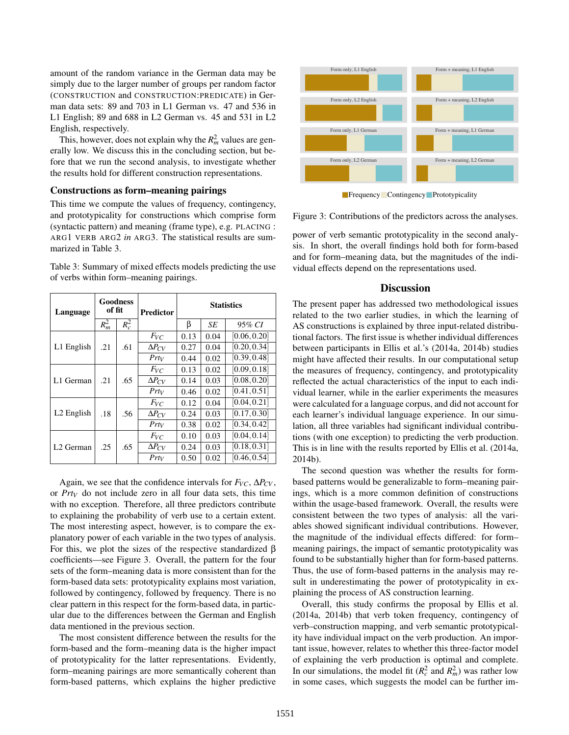amount of the random variance in the German data may be simply due to the larger number of groups per random factor (CONSTRUCTION and CONSTRUCTION:PREDICATE) in German data sets: 89 and 703 in L1 German vs. 47 and 536 in L1 English; 89 and 688 in L2 German vs. 45 and 531 in L2 English, respectively.

This, however, does not explain why the $R^2_m$ values are generally low. We discuss this in the concluding section, but before that we run the second analysis, to investigate whether the results hold for different construction representations.

### Constructions as form–meaning pairings

This time we compute the values of frequency, contingency, and prototypicality for constructions which comprise form (syntactic pattern) and meaning (frame type), e.g. PLACING : ARG1 VERB ARG2 *in* ARG3. The statistical results are summarized in Table 3.

Table 3: Summary of mixed effects models predicting the use of verbs within form–meaning pairings.

| Language | Goodness of fit | | Predictor | Statistics | | |
|---|---|---|---|---|---|---|
| | $R^2_m$ | $R^2_c$ | | β | *SE* | 95% *CI* |
| L1 English | .21 | .61 | $F_{VC}$ | 0.13 | 0.04 | [0.06, 0.20] |
| | | | $\Delta P_{CV}$ | 0.27 | 0.04 | [0.20, 0.34] |
| | | | $Prt_V$ | 0.44 | 0.02 | [0.39, 0.48] |
| L1 German | .21 | .65 | $F_{VC}$ | 0.13 | 0.02 | [0.09, 0.18] |
| | | | $\Delta P_{CV}$ | 0.14 | 0.03 | [0.08, 0.20] |
| | | | $Prt_V$ | 0.46 | 0.02 | [0.41, 0.51] |
| L2 English | .18 | .56 | $F_{VC}$ | 0.12 | 0.04 | [0.04, 0.21] |
| | | | $\Delta P_{CV}$ | 0.24 | 0.03 | [0.17, 0.30] |
| | | | $Prt_V$ | 0.38 | 0.02 | [0.34, 0.42] |
| L2 German | .25 | .65 | $F_{VC}$ | 0.10 | 0.03 | [0.04, 0.14] |
| | | | $\Delta P_{CV}$ | 0.24 | 0.03 | [0.18, 0.31] |
| | | | $Prt_V$ | 0.50 | 0.02 | [0.46, 0.54] |

Again, we see that the confidence intervals for $F_{VC}$, $\Delta P_{CV}$, or $Prt_V$ do not include zero in all four data sets, this time with no exception. Therefore, all three predictors contribute to explaining the probability of verb use to a certain extent. The most interesting aspect, however, is to compare the explanatory power of each variable in the two types of analysis. For this, we plot the sizes of the respective standardized β coefficients—see Figure 3. Overall, the pattern for the four sets of the form–meaning data is more consistent than for the form-based data sets: prototypicality explains most variation, followed by contingency, followed by frequency. There is no clear pattern in this respect for the form-based data, in particular due to the differences between the German and English data mentioned in the previous section.

The most consistent difference between the results for the form-based and the form–meaning data is the higher impact of prototypicality for the latter representations. Evidently, form–meaning pairings are more semantically coherent than form-based patterns, which explains the higher predictive power of verb semantic prototypicality in the second analysis. In short, the overall findings hold both for form-based and for form–meaning data, but the magnitudes of the individual effects depend on the representations used.

Figure 3: Contributions of the predictors across the analyses.

## Discussion

The present paper has addressed two methodological issues related to the two earlier studies, in which the learning of AS constructions is explained by three input-related distributional factors. The first issue is whether individual differences between participants in Ellis et al.'s (2014a, 2014b) studies might have affected their results. In our computational setup the measures of frequency, contingency, and prototypicality reflected the actual characteristics of the input to each individual learner, while in the earlier experiments the measures were calculated for a language corpus, and did not account for each learner's individual language experience. In our simulation, all three variables had significant individual contributions (with one exception) to predicting the verb production. This is in line with the results reported by Ellis et al. (2014a, 2014b).

The second question was whether the results for form-based patterns would be generalizable to form–meaning pairings, which is a more common definition of constructions within the usage-based framework. Overall, the results were consistent between the two types of analysis: all the variables showed significant individual contributions. However, the magnitude of the individual effects differed: for form–meaning pairings, the impact of semantic prototypicality was found to be substantially higher than for form-based patterns. Thus, the use of form-based patterns in the analysis may result in underestimating the power of prototypicality in explaining the process of AS construction learning.

Overall, this study confirms the proposal by Ellis et al. (2014a, 2014b) that verb token frequency, contingency of verb–construction mapping, and verb semantic prototypicality have individual impact on the verb production. An important issue, however, relates to whether this three-factor model of explaining the verb production is optimal and complete. In our simulations, the model fit ($R^2_c$ and $R^2_m$) was rather low in some cases, which suggests the model can be further im-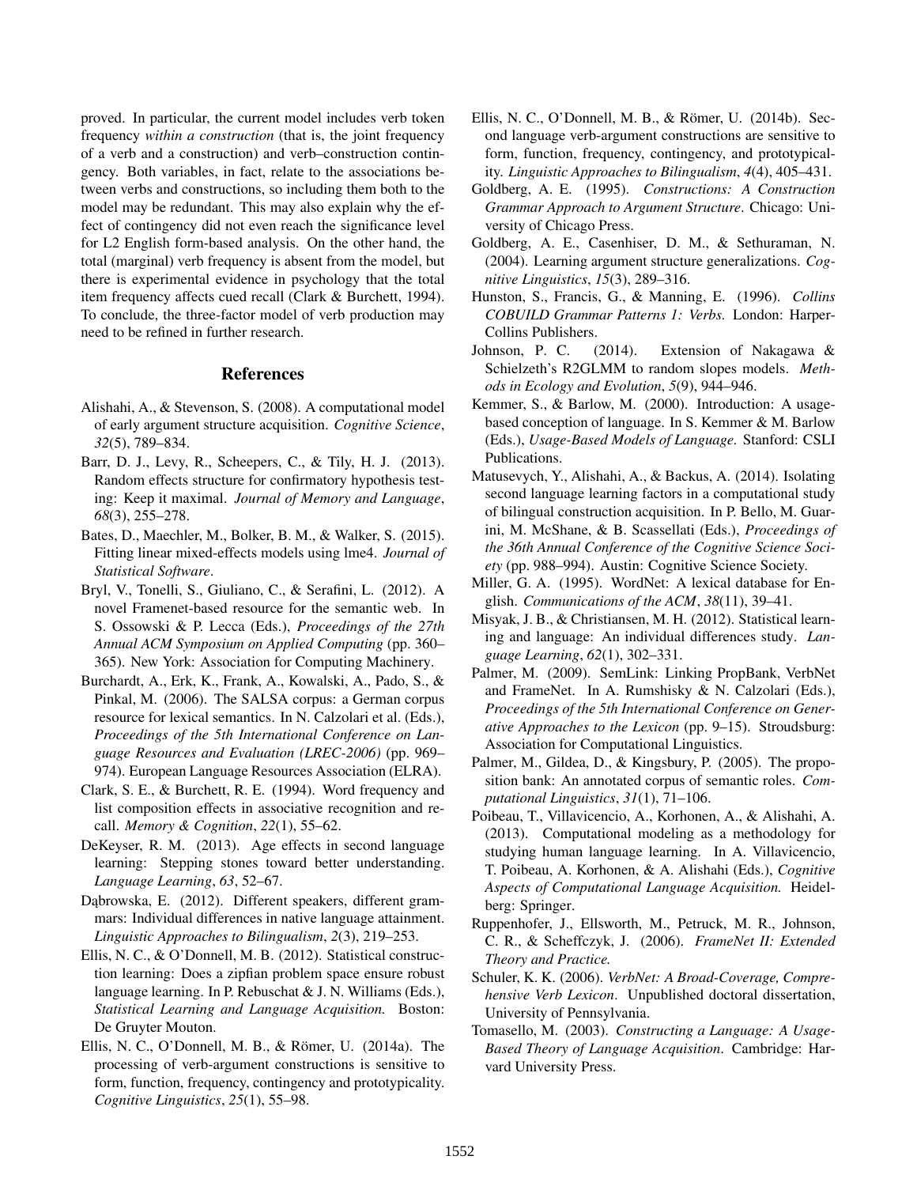proved. In particular, the current model includes verb token frequency *within a construction* (that is, the joint frequency of a verb and a construction) and verb–construction contingency. Both variables, in fact, relate to the associations between verbs and constructions, so including them both to the model may be redundant. This may also explain why the effect of contingency did not even reach the significance level for L2 English form-based analysis. On the other hand, the total (marginal) verb frequency is absent from the model, but there is experimental evidence in psychology that the total item frequency affects cued recall (Clark & Burchett, 1994). To conclude, the three-factor model of verb production may need to be refined in further research.

## References

Alishahi, A., & Stevenson, S. (2008). A computational model of early argument structure acquisition. *Cognitive Science*, *32*(5), 789–834.

Barr, D. J., Levy, R., Scheepers, C., & Tily, H. J. (2013). Random effects structure for confirmatory hypothesis testing: Keep it maximal. *Journal of Memory and Language*, *68*(3), 255–278.

Bates, D., Maechler, M., Bolker, B. M., & Walker, S. (2015). Fitting linear mixed-effects models using lme4. *Journal of Statistical Software*.

Bryl, V., Tonelli, S., Giuliano, C., & Serafini, L. (2012). A novel Framenet-based resource for the semantic web. In S. Ossowski & P. Lecca (Eds.), *Proceedings of the 27th Annual ACM Symposium on Applied Computing* (pp. 360–365). New York: Association for Computing Machinery.

Burchardt, A., Erk, K., Frank, A., Kowalski, A., Pado, S., & Pinkal, M. (2006). The SALSA corpus: a German corpus resource for lexical semantics. In N. Calzolari et al. (Eds.), *Proceedings of the 5th International Conference on Language Resources and Evaluation (LREC-2006)* (pp. 969–974). European Language Resources Association (ELRA).

Clark, S. E., & Burchett, R. E. (1994). Word frequency and list composition effects in associative recognition and recall. *Memory & Cognition*, *22*(1), 55–62.

DeKeyser, R. M. (2013). Age effects in second language learning: Stepping stones toward better understanding. *Language Learning*, *63*, 52–67.

Dąbrowska, E. (2012). Different speakers, different grammars: Individual differences in native language attainment. *Linguistic Approaches to Bilingualism*, *2*(3), 219–253.

Ellis, N. C., & O'Donnell, M. B. (2012). Statistical construction learning: Does a zipfian problem space ensure robust language learning. In P. Rebuschat & J. N. Williams (Eds.), *Statistical Learning and Language Acquisition.* Boston: De Gruyter Mouton.

Ellis, N. C., O'Donnell, M. B., & Römer, U. (2014a). The processing of verb-argument constructions is sensitive to form, function, frequency, contingency and prototypicality. *Cognitive Linguistics*, *25*(1), 55–98.

Ellis, N. C., O'Donnell, M. B., & Römer, U. (2014b). Second language verb-argument constructions are sensitive to form, function, frequency, contingency, and prototypicality. *Linguistic Approaches to Bilingualism*, *4*(4), 405–431.

Goldberg, A. E. (1995). *Constructions: A Construction Grammar Approach to Argument Structure*. Chicago: University of Chicago Press.

Goldberg, A. E., Casenhiser, D. M., & Sethuraman, N. (2004). Learning argument structure generalizations. *Cognitive Linguistics*, *15*(3), 289–316.

Hunston, S., Francis, G., & Manning, E. (1996). *Collins COBUILD Grammar Patterns 1: Verbs.* London: HarperCollins Publishers.

Johnson, P. C. (2014). Extension of Nakagawa & Schielzeth's R2GLMM to random slopes models. *Methods in Ecology and Evolution*, *5*(9), 944–946.

Kemmer, S., & Barlow, M. (2000). Introduction: A usage-based conception of language. In S. Kemmer & M. Barlow (Eds.), *Usage-Based Models of Language.* Stanford: CSLI Publications.

Matusevych, Y., Alishahi, A., & Backus, A. (2014). Isolating second language learning factors in a computational study of bilingual construction acquisition. In P. Bello, M. Guarini, M. McShane, & B. Scassellati (Eds.), *Proceedings of the 36th Annual Conference of the Cognitive Science Society* (pp. 988–994). Austin: Cognitive Science Society.

Miller, G. A. (1995). WordNet: A lexical database for English. *Communications of the ACM*, *38*(11), 39–41.

Misyak, J. B., & Christiansen, M. H. (2012). Statistical learning and language: An individual differences study. *Language Learning*, *62*(1), 302–331.

Palmer, M. (2009). SemLink: Linking PropBank, VerbNet and FrameNet. In A. Rumshisky & N. Calzolari (Eds.), *Proceedings of the 5th International Conference on Generative Approaches to the Lexicon* (pp. 9–15). Stroudsburg: Association for Computational Linguistics.

Palmer, M., Gildea, D., & Kingsbury, P. (2005). The proposition bank: An annotated corpus of semantic roles. *Computational Linguistics*, *31*(1), 71–106.

Poibeau, T., Villavicencio, A., Korhonen, A., & Alishahi, A. (2013). Computational modeling as a methodology for studying human language learning. In A. Villavicencio, T. Poibeau, A. Korhonen, & A. Alishahi (Eds.), *Cognitive Aspects of Computational Language Acquisition.* Heidelberg: Springer.

Ruppenhofer, J., Ellsworth, M., Petruck, M. R., Johnson, C. R., & Scheffczyk, J. (2006). *FrameNet II: Extended Theory and Practice.*

Schuler, K. K. (2006). *VerbNet: A Broad-Coverage, Comprehensive Verb Lexicon*. Unpublished doctoral dissertation, University of Pennsylvania.

Tomasello, M. (2003). *Constructing a Language: A Usage-Based Theory of Language Acquisition*. Cambridge: Harvard University Press.